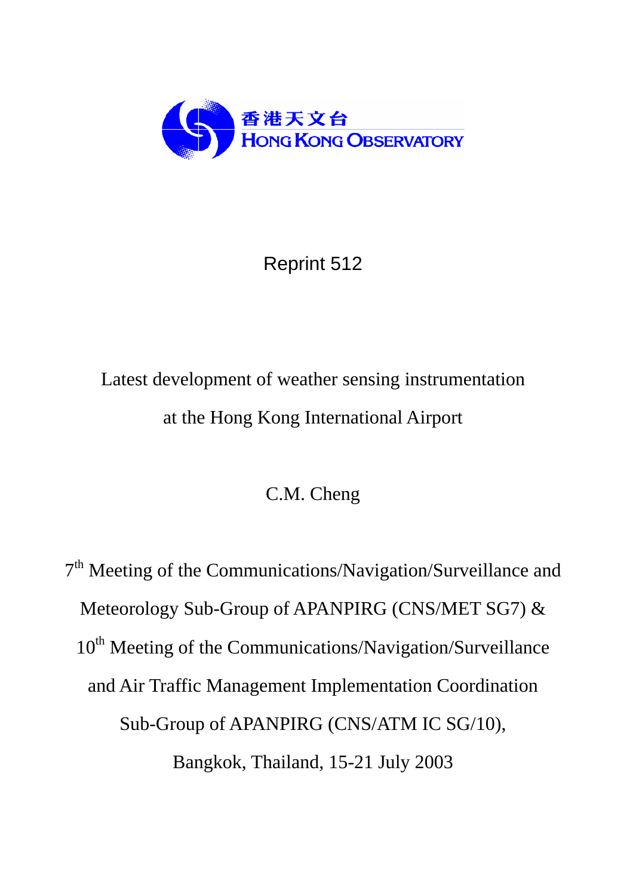香港天文台
HONG KONG OBSERVATORY

Reprint 512

# Latest development of weather sensing instrumentation at the Hong Kong International Airport

C.M. Cheng

7th Meeting of the Communications/Navigation/Surveillance and Meteorology Sub-Group of APANPIRG (CNS/MET SG7) & 10th Meeting of the Communications/Navigation/Surveillance and Air Traffic Management Implementation Coordination Sub-Group of APANPIRG (CNS/ATM IC SG/10), Bangkok, Thailand, 15-21 July 2003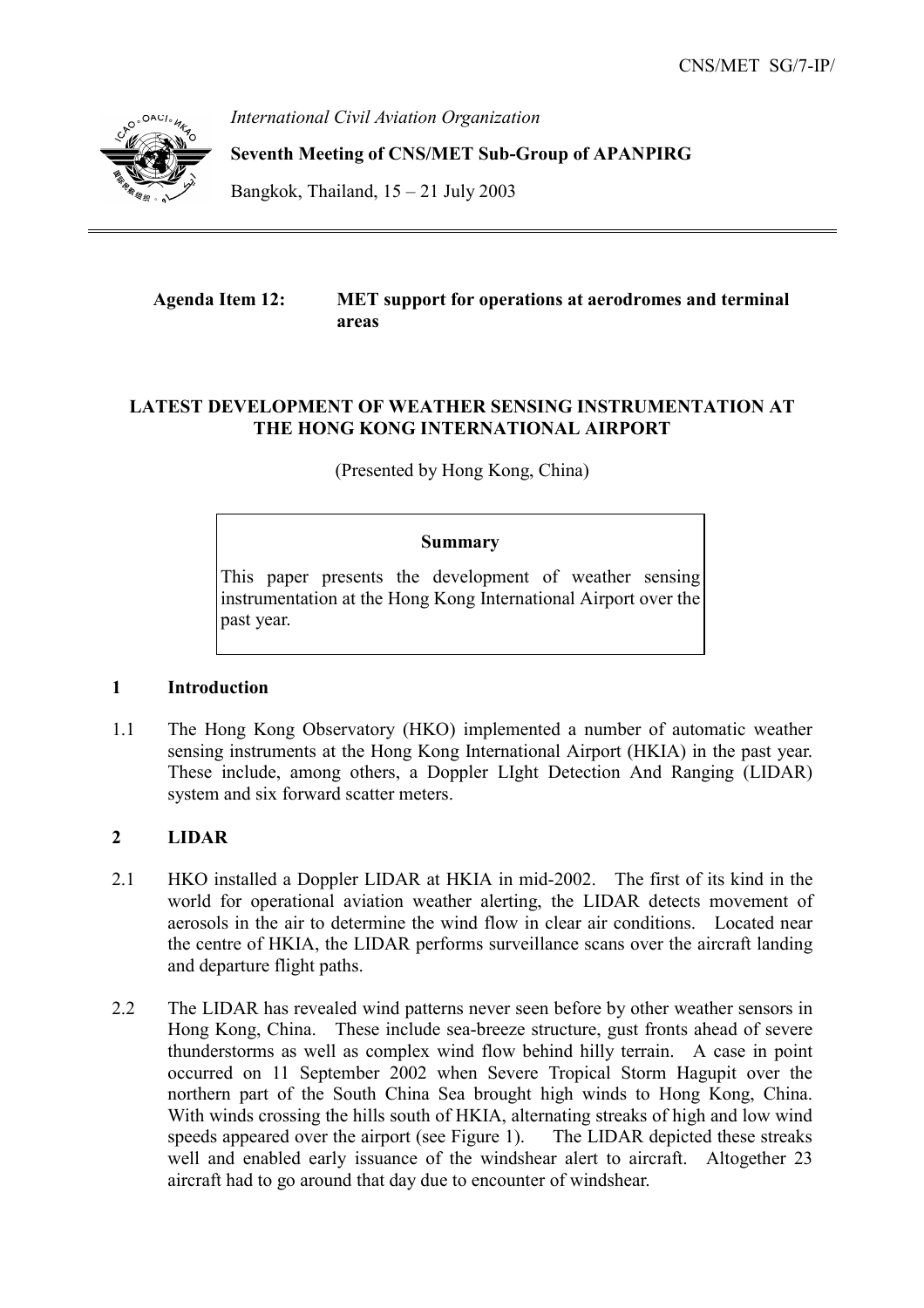*International Civil Aviation Organization*

**Seventh Meeting of CNS/MET Sub-Group of APANPIRG**

Bangkok, Thailand, 15 – 21 July 2003

**Agenda Item 12: MET support for operations at aerodromes and terminal areas**

**LATEST DEVELOPMENT OF WEATHER SENSING INSTRUMENTATION AT THE HONG KONG INTERNATIONAL AIRPORT**

(Presented by Hong Kong, China)

> **Summary**
>
> This paper presents the development of weather sensing instrumentation at the Hong Kong International Airport over the past year.

## 1 Introduction

1.1 The Hong Kong Observatory (HKO) implemented a number of automatic weather sensing instruments at the Hong Kong International Airport (HKIA) in the past year. These include, among others, a Doppler LIght Detection And Ranging (LIDAR) system and six forward scatter meters.

## 2 LIDAR

2.1 HKO installed a Doppler LIDAR at HKIA in mid-2002. The first of its kind in the world for operational aviation weather alerting, the LIDAR detects movement of aerosols in the air to determine the wind flow in clear air conditions. Located near the centre of HKIA, the LIDAR performs surveillance scans over the aircraft landing and departure flight paths.

2.2 The LIDAR has revealed wind patterns never seen before by other weather sensors in Hong Kong, China. These include sea-breeze structure, gust fronts ahead of severe thunderstorms as well as complex wind flow behind hilly terrain. A case in point occurred on 11 September 2002 when Severe Tropical Storm Hagupit over the northern part of the South China Sea brought high winds to Hong Kong, China. With winds crossing the hills south of HKIA, alternating streaks of high and low wind speeds appeared over the airport (see Figure 1). The LIDAR depicted these streaks well and enabled early issuance of the windshear alert to aircraft. Altogether 23 aircraft had to go around that day due to encounter of windshear.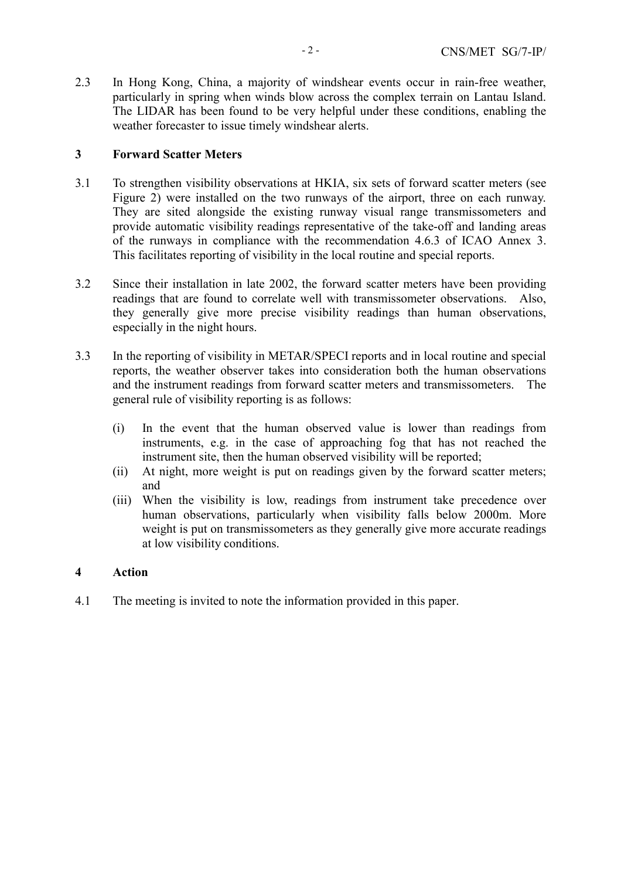2.3 In Hong Kong, China, a majority of windshear events occur in rain-free weather, particularly in spring when winds blow across the complex terrain on Lantau Island. The LIDAR has been found to be very helpful under these conditions, enabling the weather forecaster to issue timely windshear alerts.

## 3 Forward Scatter Meters

3.1 To strengthen visibility observations at HKIA, six sets of forward scatter meters (see Figure 2) were installed on the two runways of the airport, three on each runway. They are sited alongside the existing runway visual range transmissometers and provide automatic visibility readings representative of the take-off and landing areas of the runways in compliance with the recommendation 4.6.3 of ICAO Annex 3. This facilitates reporting of visibility in the local routine and special reports.

3.2 Since their installation in late 2002, the forward scatter meters have been providing readings that are found to correlate well with transmissometer observations. Also, they generally give more precise visibility readings than human observations, especially in the night hours.

3.3 In the reporting of visibility in METAR/SPECI reports and in local routine and special reports, the weather observer takes into consideration both the human observations and the instrument readings from forward scatter meters and transmissometers. The general rule of visibility reporting is as follows:

(i) In the event that the human observed value is lower than readings from instruments, e.g. in the case of approaching fog that has not reached the instrument site, then the human observed visibility will be reported;

(ii) At night, more weight is put on readings given by the forward scatter meters; and

(iii) When the visibility is low, readings from instrument take precedence over human observations, particularly when visibility falls below 2000m. More weight is put on transmissometers as they generally give more accurate readings at low visibility conditions.

## 4 Action

4.1 The meeting is invited to note the information provided in this paper.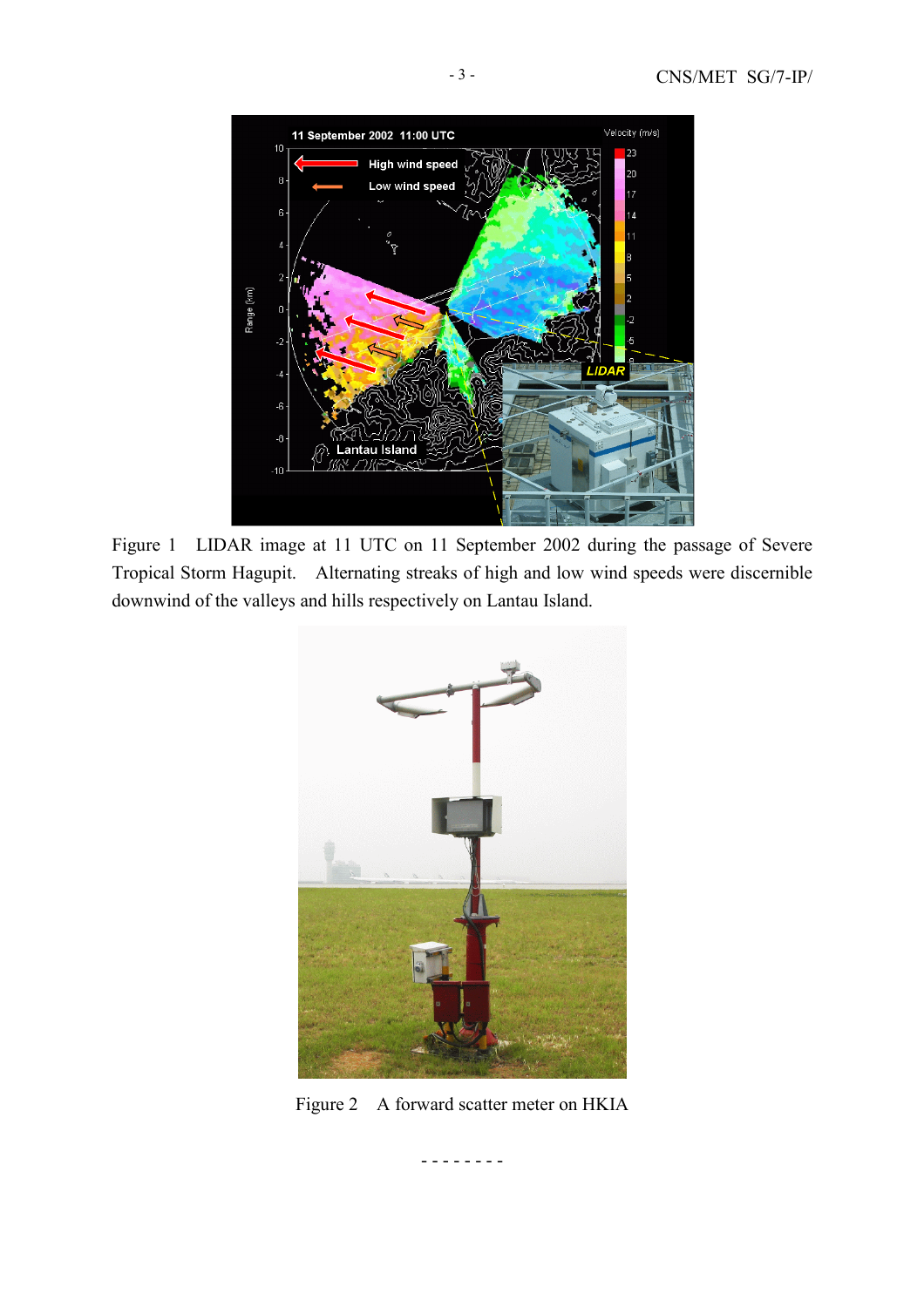11 September 2002 11:00 UTC

High wind speed

Low wind speed

Velocity (m/s)

23
20
17
14
11
8
5
2
-2
-5

Range (km)

10
8
6
4
2
0
-2
-4
-6
-8
-10

Lantau Island

LIDAR

Figure 1 LIDAR image at 11 UTC on 11 September 2002 during the passage of Severe Tropical Storm Hagupit. Alternating streaks of high and low wind speeds were discernible downwind of the valleys and hills respectively on Lantau Island.

Figure 2 A forward scatter meter on HKIA

- - - - - - - -